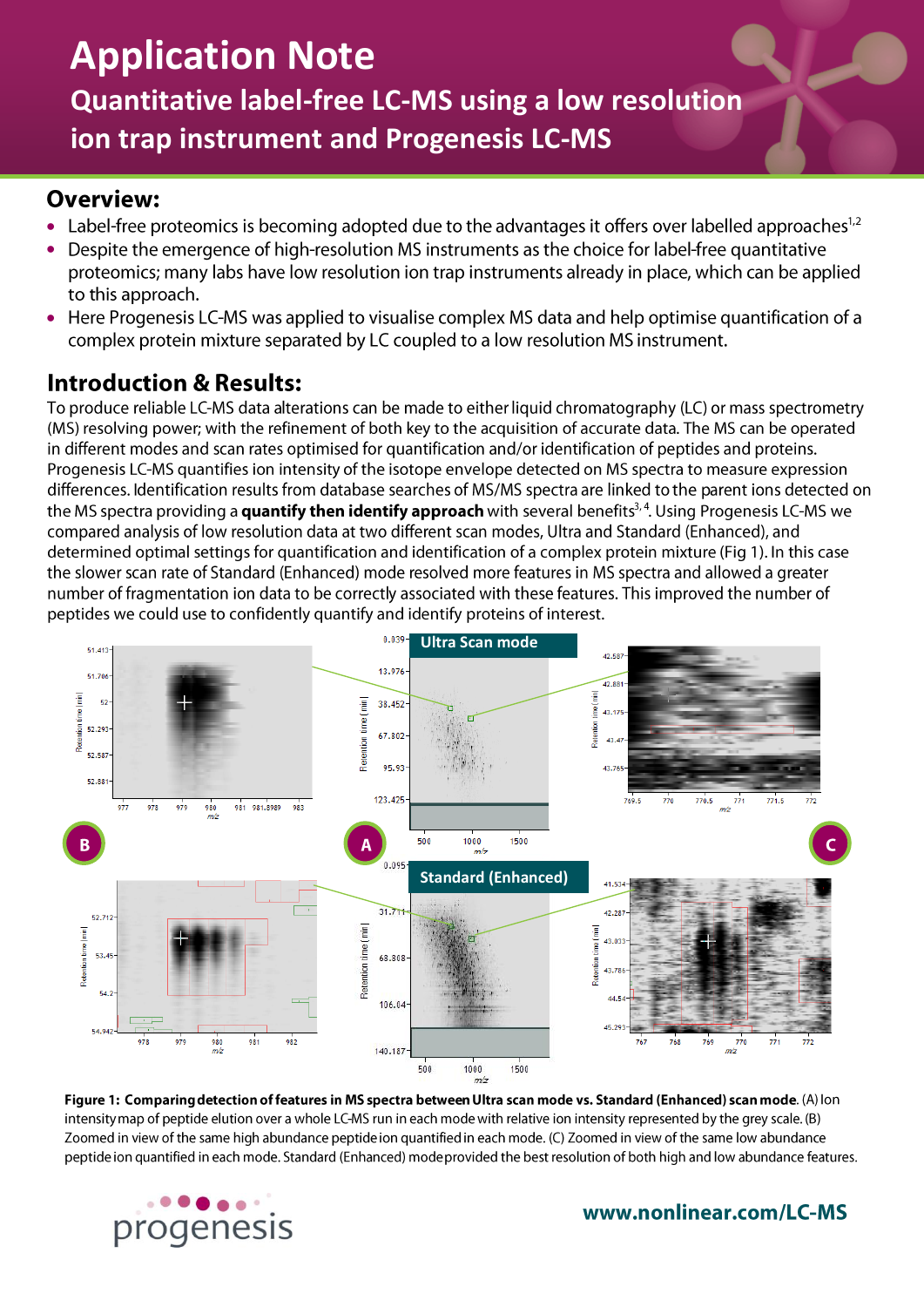# Application Note

## Quantitative label-free LC-MS using a low resolution ion trap instrument and Progenesis LC-MS

## Overview:

- Label-free proteomics is becoming adopted due to the advantages it offers over labelled approaches[1,2]
- Despite the emergence of high-resolution MS instruments as the choice for label-free quantitative proteomics; many labs have low resolution ion trap instruments already in place, which can be applied to this approach.
- Here Progenesis LC-MS was applied to visualise complex MS data and help optimise quantification of a complex protein mixture separated by LC coupled to a low resolution MS instrument.

## Introduction & Results:

To produce reliable LC-MS data alterations can be made to either liquid chromatography (LC) or mass spectrometry (MS) resolving power; with the refinement of both key to the acquisition of accurate data. The MS can be operated in different modes and scan rates optimised for quantification and/or identification of peptides and proteins. Progenesis LC-MS quantifies ion intensity of the isotope envelope detected on MS spectra to measure expression differences. Identification results from database searches of MS/MS spectra are linked to the parent ions detected on the MS spectra providing a **quantify then identify approach** with several benefits[3,4]. Using Progenesis LC-MS we compared analysis of low resolution data at two different scan modes, Ultra and Standard (Enhanced), and determined optimal settings for quantification and identification of a complex protein mixture (Fig 1). In this case the slower scan rate of Standard (Enhanced) mode resolved more features in MS spectra and allowed a greater number of fragmentation ion data to be correctly associated with these features. This improved the number of peptides we could use to confidently quantify and identify proteins of interest.

**Figure 1: Comparing detection of features in MS spectra between Ultra scan mode vs. Standard (Enhanced) scan mode**. (A) Ion intensity map of peptide elution over a whole LC-MS run in each mode with relative ion intensity represented by the grey scale. (B) Zoomed in view of the same high abundance peptide ion quantified in each mode. (C) Zoomed in view of the same low abundance peptide ion quantified in each mode. Standard (Enhanced) mode provided the best resolution of both high and low abundance features.

progenesis

www.nonlinear.com/LC-MS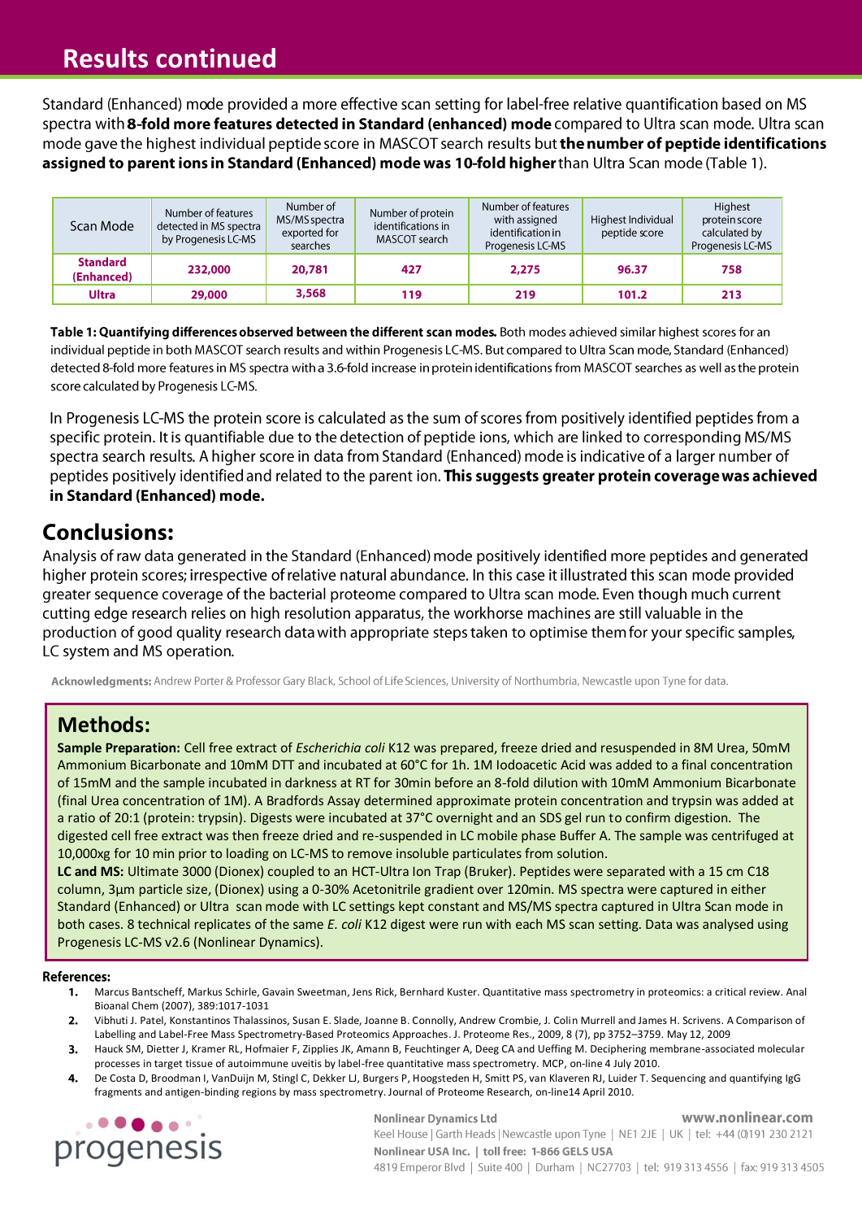## Results continued

Standard (Enhanced) mode provided a more effective scan setting for label-free relative quantification based on MS spectra with **8-fold more features detected in Standard (enhanced) mode** compared to Ultra scan mode. Ultra scan mode gave the highest individual peptide score in MASCOT search results but **the number of peptide identifications assigned to parent ions in Standard (Enhanced) mode was 10-fold higher** than Ultra Scan mode (Table 1).

| Scan Mode | Number of features detected in MS spectra by Progenesis LC-MS | Number of MS/MS spectra exported for searches | Number of protein identifications in MASCOT search | Number of features with assigned identification in Progenesis LC-MS | Highest Individual peptide score | Highest protein score calculated by Progenesis LC-MS |
|---|---|---|---|---|---|---|
| **Standard (Enhanced)** | **232,000** | **20,781** | **427** | **2,275** | **96.37** | **758** |
| **Ultra** | **29,000** | **3,568** | **119** | **219** | **101.2** | **213** |

**Table 1: Quantifying differences observed between the different scan modes.** Both modes achieved similar highest scores for an individual peptide in both MASCOT search results and within Progenesis LC-MS. But compared to Ultra Scan mode, Standard (Enhanced) detected 8-fold more features in MS spectra with a 3.6-fold increase in protein identifications from MASCOT searches as well as the protein score calculated by Progenesis LC-MS.

In Progenesis LC-MS the protein score is calculated as the sum of scores from positively identified peptides from a specific protein. It is quantifiable due to the detection of peptide ions, which are linked to corresponding MS/MS spectra search results. A higher score in data from Standard (Enhanced) mode is indicative of a larger number of peptides positively identified and related to the parent ion. **This suggests greater protein coverage was achieved in Standard (Enhanced) mode.**

## Conclusions:

Analysis of raw data generated in the Standard (Enhanced) mode positively identified more peptides and generated higher protein scores; irrespective of relative natural abundance. In this case it illustrated this scan mode provided greater sequence coverage of the bacterial proteome compared to Ultra scan mode. Even though much current cutting edge research relies on high resolution apparatus, the workhorse machines are still valuable in the production of good quality research data with appropriate steps taken to optimise them for your specific samples, LC system and MS operation.

**Acknowledgments:** Andrew Porter & Professor Gary Black, School of Life Sciences, University of Northumbria, Newcastle upon Tyne for data.

## Methods:

**Sample Preparation:** Cell free extract of *Escherichia coli* K12 was prepared, freeze dried and resuspended in 8M Urea, 50mM Ammonium Bicarbonate and 10mM DTT and incubated at 60°C for 1h. 1M Iodoacetic Acid was added to a final concentration of 15mM and the sample incubated in darkness at RT for 30min before an 8-fold dilution with 10mM Ammonium Bicarbonate (final Urea concentration of 1M). A Bradfords Assay determined approximate protein concentration and trypsin was added at a ratio of 20:1 (protein: trypsin). Digests were incubated at 37°C overnight and an SDS gel run to confirm digestion. The digested cell free extract was then freeze dried and re-suspended in LC mobile phase Buffer A. The sample was centrifuged at 10,000xg for 10 min prior to loading on LC-MS to remove insoluble particulates from solution.

**LC and MS:** Ultimate 3000 (Dionex) coupled to an HCT-Ultra Ion Trap (Bruker). Peptides were separated with a 15 cm C18 column, 3µm particle size, (Dionex) using a 0-30% Acetonitrile gradient over 120min. MS spectra were captured in either Standard (Enhanced) or Ultra scan mode with LC settings kept constant and MS/MS spectra captured in Ultra Scan mode in both cases. 8 technical replicates of the same *E. coli* K12 digest were run with each MS scan setting. Data was analysed using Progenesis LC-MS v2.6 (Nonlinear Dynamics).

**References:**

1. Marcus Bantscheff, Markus Schirle, Gavain Sweetman, Jens Rick, Bernhard Kuster. Quantitative mass spectrometry in proteomics: a critical review. Anal Bioanal Chem (2007), 389:1017-1031
2. Vibhuti J. Patel, Konstantinos Thalassinos, Susan E. Slade, Joanne B. Connolly, Andrew Crombie, J. Colin Murrell and James H. Scrivens. A Comparison of Labelling and Label-Free Mass Spectrometry-Based Proteomics Approaches. J. Proteome Res., 2009, 8 (7), pp 3752–3759. May 12, 2009
3. Hauck SM, Dietter J, Kramer RL, Hofmaier F, Zipplies JK, Amann B, Feuchtinger A, Deeg CA and Ueffing M. Deciphering membrane-associated molecular processes in target tissue of autoimmune uveitis by label-free quantitative mass spectrometry. MCP, on-line 4 July 2010.
4. De Costa D, Broodman I, VanDuijn M, Stingl C, Dekker LJ, Burgers P, Hoogsteden H, Smitt PS, van Klaveren RJ, Luider T. Sequencing and quantifying IgG fragments and antigen-binding regions by mass spectrometry. Journal of Proteome Research, on-line14 April 2010.

progenesis

Nonlinear Dynamics Ltd
Keel House | Garth Heads | Newcastle upon Tyne | NE1 2JE | UK | tel: +44 (0)191 230 2121
Nonlinear USA Inc. | toll free: 1-866 GELS USA
4819 Emperor Blvd | Suite 400 | Durham | NC27703 | tel: 919 313 4556 | fax: 919 313 4505

www.nonlinear.com